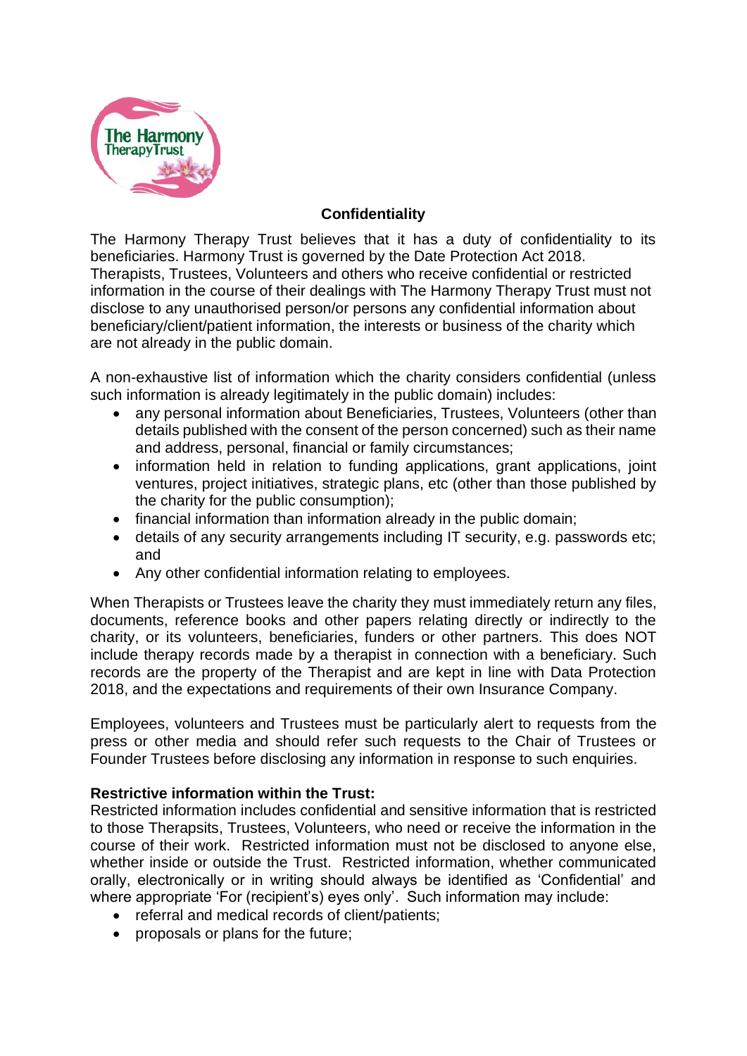## Confidentiality

The Harmony Therapy Trust believes that it has a duty of confidentiality to its beneficiaries. Harmony Trust is governed by the Date Protection Act 2018. Therapists, Trustees, Volunteers and others who receive confidential or restricted information in the course of their dealings with The Harmony Therapy Trust must not disclose to any unauthorised person/or persons any confidential information about beneficiary/client/patient information, the interests or business of the charity which are not already in the public domain.

A non-exhaustive list of information which the charity considers confidential (unless such information is already legitimately in the public domain) includes:

- any personal information about Beneficiaries, Trustees, Volunteers (other than details published with the consent of the person concerned) such as their name and address, personal, financial or family circumstances;
- information held in relation to funding applications, grant applications, joint ventures, project initiatives, strategic plans, etc (other than those published by the charity for the public consumption);
- financial information than information already in the public domain;
- details of any security arrangements including IT security, e.g. passwords etc; and
- Any other confidential information relating to employees.

When Therapists or Trustees leave the charity they must immediately return any files, documents, reference books and other papers relating directly or indirectly to the charity, or its volunteers, beneficiaries, funders or other partners. This does NOT include therapy records made by a therapist in connection with a beneficiary. Such records are the property of the Therapist and are kept in line with Data Protection 2018, and the expectations and requirements of their own Insurance Company.

Employees, volunteers and Trustees must be particularly alert to requests from the press or other media and should refer such requests to the Chair of Trustees or Founder Trustees before disclosing any information in response to such enquiries.

**Restrictive information within the Trust:**

Restricted information includes confidential and sensitive information that is restricted to those Therapsits, Trustees, Volunteers, who need or receive the information in the course of their work. Restricted information must not be disclosed to anyone else, whether inside or outside the Trust. Restricted information, whether communicated orally, electronically or in writing should always be identified as 'Confidential' and where appropriate 'For (recipient's) eyes only'. Such information may include:

- referral and medical records of client/patients;
- proposals or plans for the future;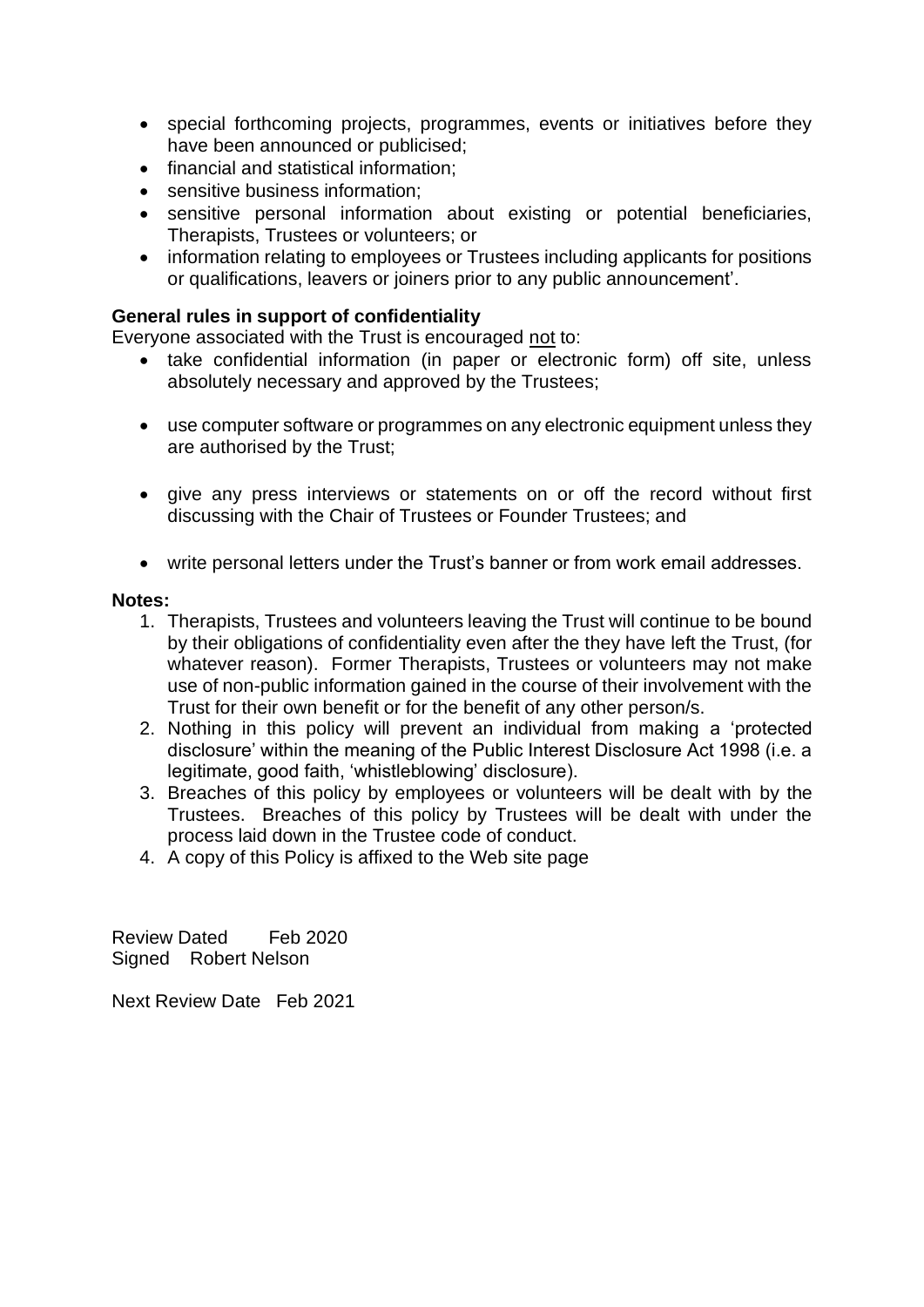- special forthcoming projects, programmes, events or initiatives before they have been announced or publicised;
- financial and statistical information;
- sensitive business information;
- sensitive personal information about existing or potential beneficiaries, Therapists, Trustees or volunteers; or
- information relating to employees or Trustees including applicants for positions or qualifications, leavers or joiners prior to any public announcement'.

**General rules in support of confidentiality**

Everyone associated with the Trust is encouraged not to:

- take confidential information (in paper or electronic form) off site, unless absolutely necessary and approved by the Trustees;
- use computer software or programmes on any electronic equipment unless they are authorised by the Trust;
- give any press interviews or statements on or off the record without first discussing with the Chair of Trustees or Founder Trustees; and
- write personal letters under the Trust's banner or from work email addresses.

**Notes:**

1. Therapists, Trustees and volunteers leaving the Trust will continue to be bound by their obligations of confidentiality even after the they have left the Trust, (for whatever reason). Former Therapists, Trustees or volunteers may not make use of non-public information gained in the course of their involvement with the Trust for their own benefit or for the benefit of any other person/s.
2. Nothing in this policy will prevent an individual from making a 'protected disclosure' within the meaning of the Public Interest Disclosure Act 1998 (i.e. a legitimate, good faith, 'whistleblowing' disclosure).
3. Breaches of this policy by employees or volunteers will be dealt with by the Trustees. Breaches of this policy by Trustees will be dealt with under the process laid down in the Trustee code of conduct.
4. A copy of this Policy is affixed to the Web site page

Review Dated Feb 2020
Signed Robert Nelson

Next Review Date Feb 2021